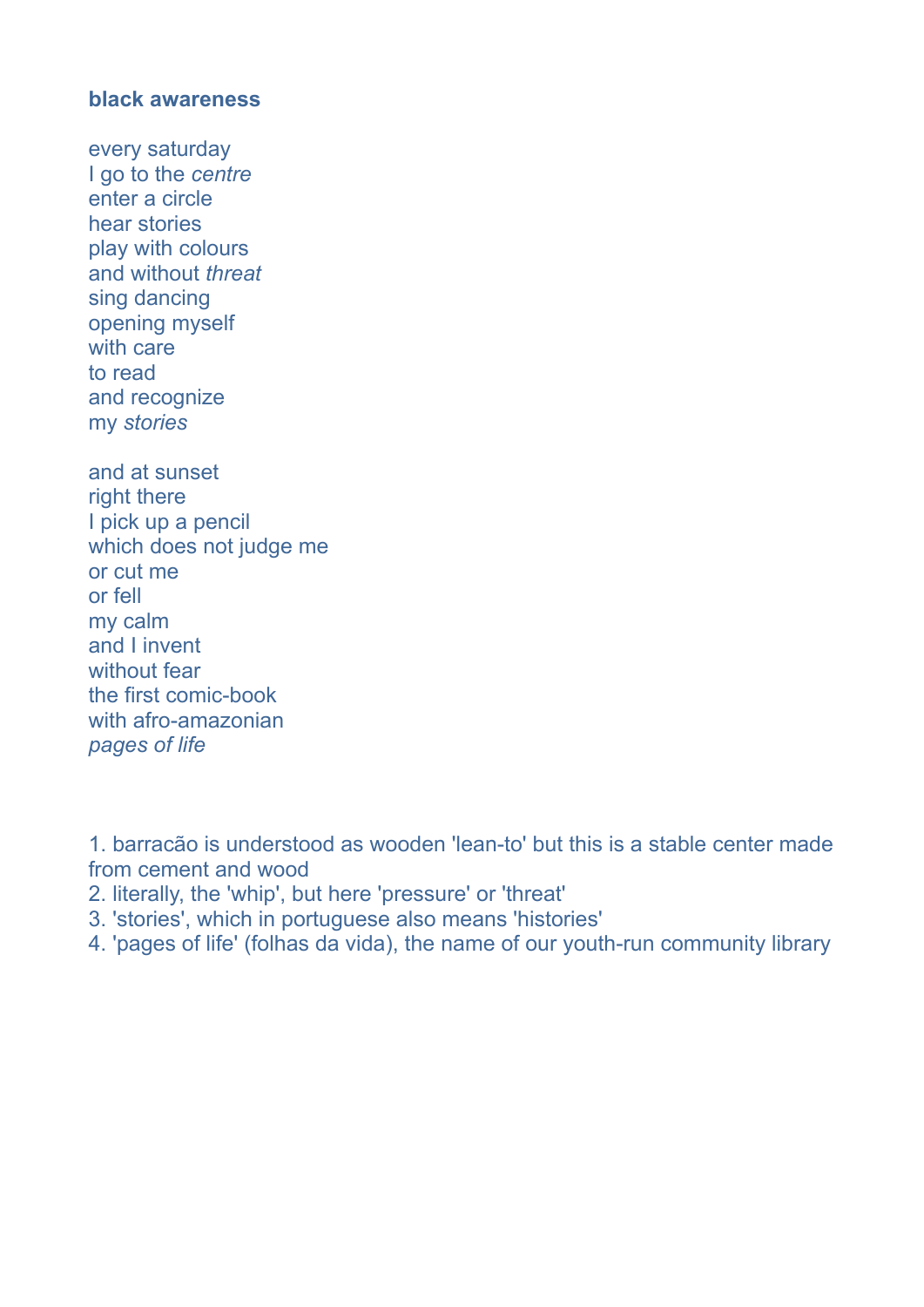**black awareness**

every saturday  
I go to the *centre*  
enter a circle  
hear stories  
play with colours  
and without *threat*  
sing dancing  
opening myself  
with care  
to read  
and recognize  
my *stories*

and at sunset  
right there  
I pick up a pencil  
which does not judge me  
or cut me  
or fell  
my calm  
and I invent  
without fear  
the first comic-book  
with afro-amazonian  
*pages of life*

1. barracão is understood as wooden 'lean-to' but this is a stable center made from cement and wood
2. literally, the 'whip', but here 'pressure' or 'threat'
3. 'stories', which in portuguese also means 'histories'
4. 'pages of life' (folhas da vida), the name of our youth-run community library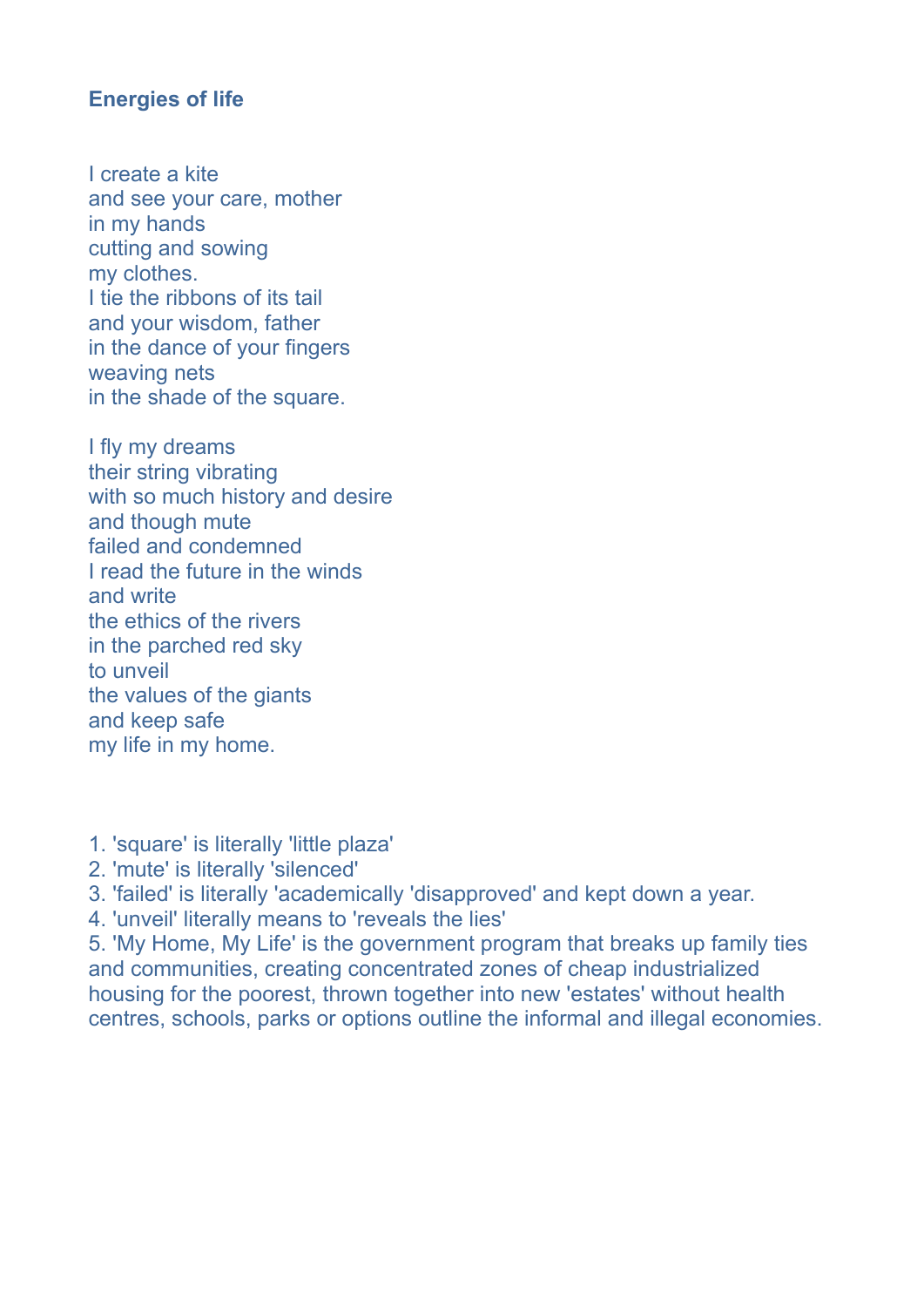### Energies of life

I create a kite
and see your care, mother
in my hands
cutting and sowing
my clothes.
I tie the ribbons of its tail
and your wisdom, father
in the dance of your fingers
weaving nets
in the shade of the square.

I fly my dreams
their string vibrating
with so much history and desire
and though mute
failed and condemned
I read the future in the winds
and write
the ethics of the rivers
in the parched red sky
to unveil
the values of the giants
and keep safe
my life in my home.

1. 'square' is literally 'little plaza'
2. 'mute' is literally 'silenced'
3. 'failed' is literally 'academically 'disapproved' and kept down a year.
4. 'unveil' literally means to 'reveals the lies'
5. 'My Home, My Life' is the government program that breaks up family ties and communities, creating concentrated zones of cheap industrialized housing for the poorest, thrown together into new 'estates' without health centres, schools, parks or options outline the informal and illegal economies.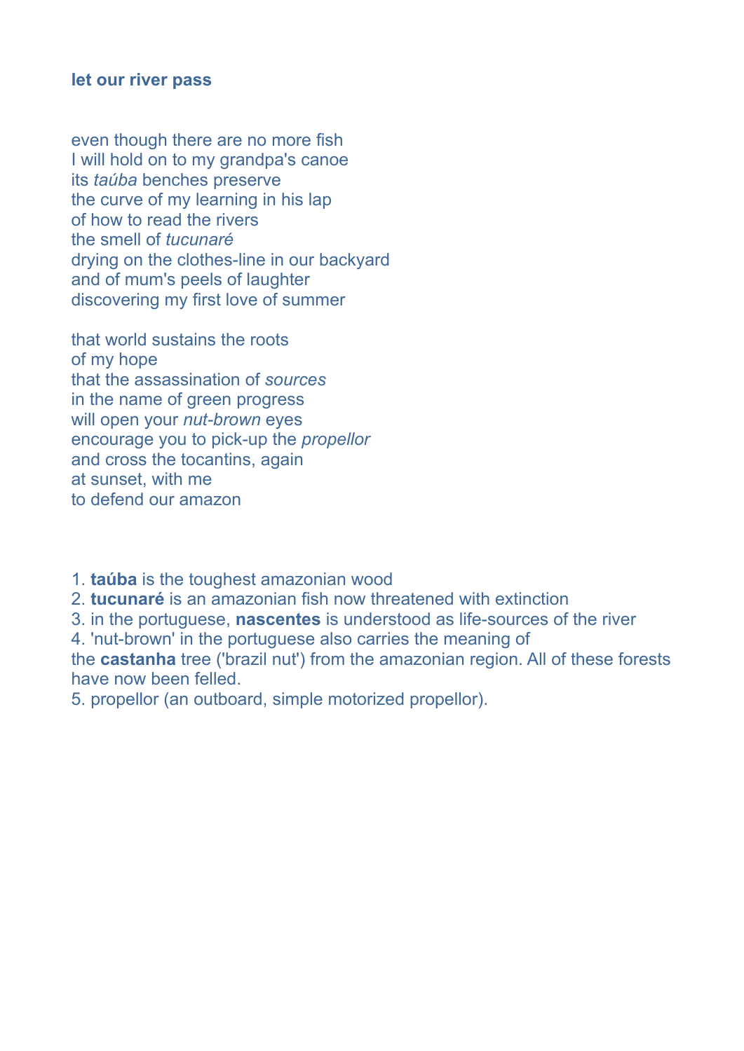**let our river pass**

even though there are no more fish  
I will hold on to my grandpa's canoe  
its *taúba* benches preserve  
the curve of my learning in his lap  
of how to read the rivers  
the smell of *tucunaré*  
drying on the clothes-line in our backyard  
and of mum's peels of laughter  
discovering my first love of summer

that world sustains the roots  
of my hope  
that the assassination of *sources*  
in the name of green progress  
will open your *nut-brown* eyes  
encourage you to pick-up the *propellor*  
and cross the tocantins, again  
at sunset, with me  
to defend our amazon

1. **taúba** is the toughest amazonian wood
2. **tucunaré** is an amazonian fish now threatened with extinction
3. in the portuguese, **nascentes** is understood as life-sources of the river
4. 'nut-brown' in the portuguese also carries the meaning of the **castanha** tree ('brazil nut') from the amazonian region. All of these forests have now been felled.
5. propellor (an outboard, simple motorized propellor).